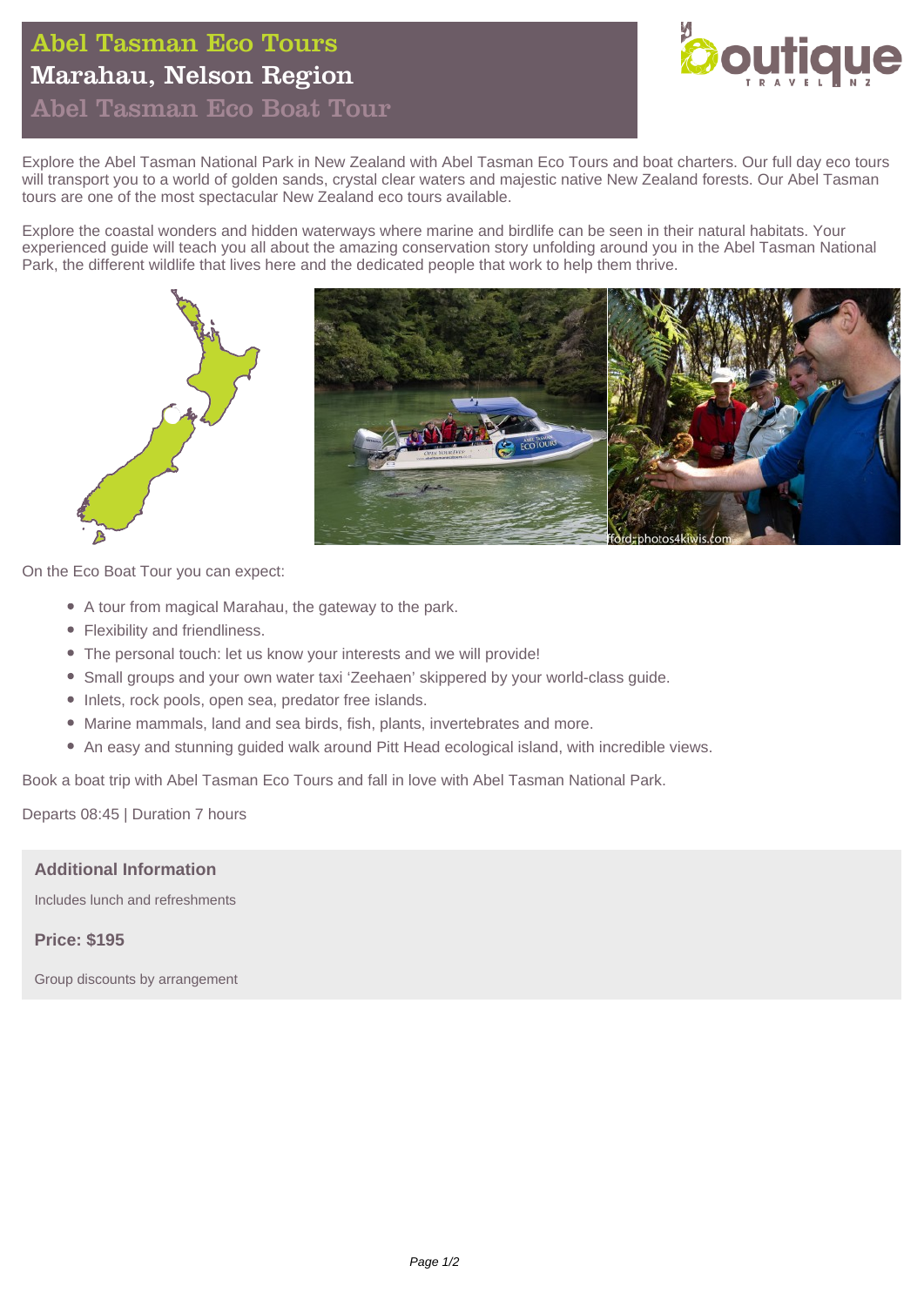# Abel Tasman Eco Tours
## Marahau, Nelson Region
## Abel Tasman Eco Boat Tour

Explore the Abel Tasman National Park in New Zealand with Abel Tasman Eco Tours and boat charters. Our full day eco tours will transport you to a world of golden sands, crystal clear waters and majestic native New Zealand forests. Our Abel Tasman tours are one of the most spectacular New Zealand eco tours available.

Explore the coastal wonders and hidden waterways where marine and birdlife can be seen in their natural habitats. Your experienced guide will teach you all about the amazing conservation story unfolding around you in the Abel Tasman National Park, the different wildlife that lives here and the dedicated people that work to help them thrive.

On the Eco Boat Tour you can expect:

- A tour from magical Marahau, the gateway to the park.
- Flexibility and friendliness.
- The personal touch: let us know your interests and we will provide!
- Small groups and your own water taxi 'Zeehaen' skippered by your world-class guide.
- Inlets, rock pools, open sea, predator free islands.
- Marine mammals, land and sea birds, fish, plants, invertebrates and more.
- An easy and stunning guided walk around Pitt Head ecological island, with incredible views.

Book a boat trip with Abel Tasman Eco Tours and fall in love with Abel Tasman National Park.

Departs 08:45 | Duration 7 hours

### Additional Information

Includes lunch and refreshments

**Price: $195**

Group discounts by arrangement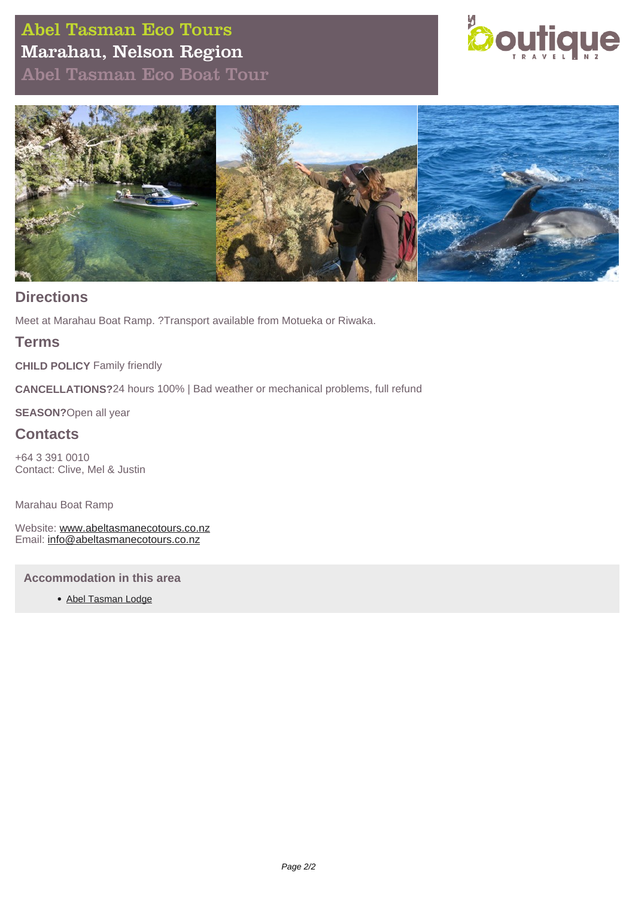# Abel Tasman Eco Tours
## Marahau, Nelson Region
## Abel Tasman Eco Boat Tour

## Directions

Meet at Marahau Boat Ramp. ?Transport available from Motueka or Riwaka.

## Terms

**CHILD POLICY** Family friendly

**CANCELLATIONS?**24 hours 100% | Bad weather or mechanical problems, full refund

**SEASON?**Open all year

## Contacts

+64 3 391 0010
Contact: Clive, Mel & Justin

Marahau Boat Ramp

Website: www.abeltasmanecotours.co.nz
Email: info@abeltasmanecotours.co.nz

### Accommodation in this area

- Abel Tasman Lodge